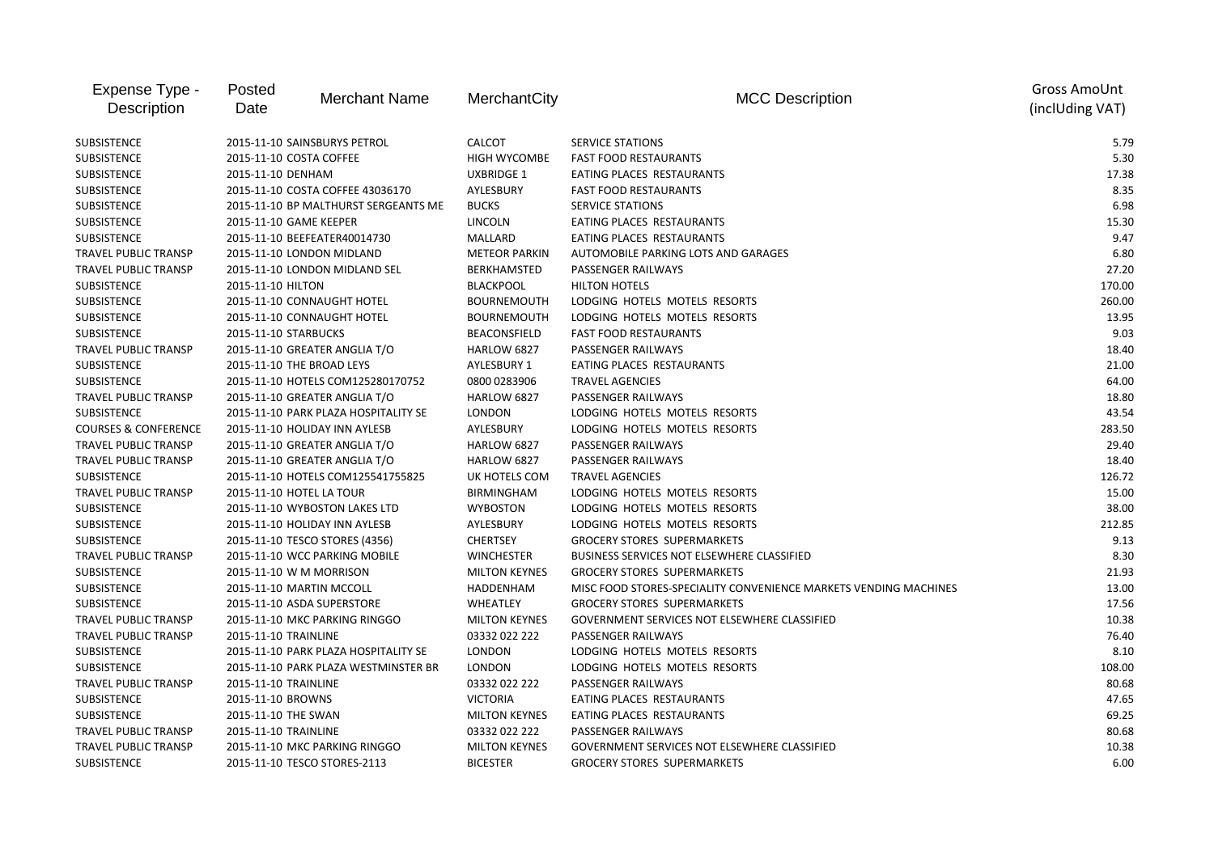| Expense Type - Description | Posted Date | Merchant Name | MerchantCity | MCC Description | Gross AmoUnt (inclUding VAT) |
|---|---|---|---|---|---|
| SUBSISTENCE | 2015-11-10 | SAINSBURYS PETROL | CALCOT | SERVICE STATIONS | 5.79 |
| SUBSISTENCE | 2015-11-10 | COSTA COFFEE | HIGH WYCOMBE | FAST FOOD RESTAURANTS | 5.30 |
| SUBSISTENCE | 2015-11-10 | DENHAM | UXBRIDGE 1 | EATING PLACES RESTAURANTS | 17.38 |
| SUBSISTENCE | 2015-11-10 | COSTA COFFEE 43036170 | AYLESBURY | FAST FOOD RESTAURANTS | 8.35 |
| SUBSISTENCE | 2015-11-10 | BP MALTHURST SERGEANTS ME | BUCKS | SERVICE STATIONS | 6.98 |
| SUBSISTENCE | 2015-11-10 | GAME KEEPER | LINCOLN | EATING PLACES RESTAURANTS | 15.30 |
| SUBSISTENCE | 2015-11-10 | BEEFEATER40014730 | MALLARD | EATING PLACES RESTAURANTS | 9.47 |
| TRAVEL PUBLIC TRANSP | 2015-11-10 | LONDON MIDLAND | METEOR PARKIN | AUTOMOBILE PARKING LOTS AND GARAGES | 6.80 |
| TRAVEL PUBLIC TRANSP | 2015-11-10 | LONDON MIDLAND SEL | BERKHAMSTED | PASSENGER RAILWAYS | 27.20 |
| SUBSISTENCE | 2015-11-10 | HILTON | BLACKPOOL | HILTON HOTELS | 170.00 |
| SUBSISTENCE | 2015-11-10 | CONNAUGHT HOTEL | BOURNEMOUTH | LODGING HOTELS MOTELS RESORTS | 260.00 |
| SUBSISTENCE | 2015-11-10 | CONNAUGHT HOTEL | BOURNEMOUTH | LODGING HOTELS MOTELS RESORTS | 13.95 |
| SUBSISTENCE | 2015-11-10 | STARBUCKS | BEACONSFIELD | FAST FOOD RESTAURANTS | 9.03 |
| TRAVEL PUBLIC TRANSP | 2015-11-10 | GREATER ANGLIA T/O | HARLOW 6827 | PASSENGER RAILWAYS | 18.40 |
| SUBSISTENCE | 2015-11-10 | THE BROAD LEYS | AYLESBURY 1 | EATING PLACES RESTAURANTS | 21.00 |
| SUBSISTENCE | 2015-11-10 | HOTELS COM125280170752 | 0800 0283906 | TRAVEL AGENCIES | 64.00 |
| TRAVEL PUBLIC TRANSP | 2015-11-10 | GREATER ANGLIA T/O | HARLOW 6827 | PASSENGER RAILWAYS | 18.80 |
| SUBSISTENCE | 2015-11-10 | PARK PLAZA HOSPITALITY SE | LONDON | LODGING HOTELS MOTELS RESORTS | 43.54 |
| COURSES & CONFERENCE | 2015-11-10 | HOLIDAY INN AYLESB | AYLESBURY | LODGING HOTELS MOTELS RESORTS | 283.50 |
| TRAVEL PUBLIC TRANSP | 2015-11-10 | GREATER ANGLIA T/O | HARLOW 6827 | PASSENGER RAILWAYS | 29.40 |
| TRAVEL PUBLIC TRANSP | 2015-11-10 | GREATER ANGLIA T/O | HARLOW 6827 | PASSENGER RAILWAYS | 18.40 |
| SUBSISTENCE | 2015-11-10 | HOTELS COM125541755825 | UK HOTELS COM | TRAVEL AGENCIES | 126.72 |
| TRAVEL PUBLIC TRANSP | 2015-11-10 | HOTEL LA TOUR | BIRMINGHAM | LODGING HOTELS MOTELS RESORTS | 15.00 |
| SUBSISTENCE | 2015-11-10 | WYBOSTON LAKES LTD | WYBOSTON | LODGING HOTELS MOTELS RESORTS | 38.00 |
| SUBSISTENCE | 2015-11-10 | HOLIDAY INN AYLESB | AYLESBURY | LODGING HOTELS MOTELS RESORTS | 212.85 |
| SUBSISTENCE | 2015-11-10 | TESCO STORES (4356) | CHERTSEY | GROCERY STORES SUPERMARKETS | 9.13 |
| TRAVEL PUBLIC TRANSP | 2015-11-10 | WCC PARKING MOBILE | WINCHESTER | BUSINESS SERVICES NOT ELSEWHERE CLASSIFIED | 8.30 |
| SUBSISTENCE | 2015-11-10 | W M MORRISON | MILTON KEYNES | GROCERY STORES SUPERMARKETS | 21.93 |
| SUBSISTENCE | 2015-11-10 | MARTIN MCCOLL | HADDENHAM | MISC FOOD STORES-SPECIALITY CONVENIENCE MARKETS VENDING MACHINES | 13.00 |
| SUBSISTENCE | 2015-11-10 | ASDA SUPERSTORE | WHEATLEY | GROCERY STORES SUPERMARKETS | 17.56 |
| TRAVEL PUBLIC TRANSP | 2015-11-10 | MKC PARKING RINGGO | MILTON KEYNES | GOVERNMENT SERVICES NOT ELSEWHERE CLASSIFIED | 10.38 |
| TRAVEL PUBLIC TRANSP | 2015-11-10 | TRAINLINE | 03332 022 222 | PASSENGER RAILWAYS | 76.40 |
| SUBSISTENCE | 2015-11-10 | PARK PLAZA HOSPITALITY SE | LONDON | LODGING HOTELS MOTELS RESORTS | 8.10 |
| SUBSISTENCE | 2015-11-10 | PARK PLAZA WESTMINSTER BR | LONDON | LODGING HOTELS MOTELS RESORTS | 108.00 |
| TRAVEL PUBLIC TRANSP | 2015-11-10 | TRAINLINE | 03332 022 222 | PASSENGER RAILWAYS | 80.68 |
| SUBSISTENCE | 2015-11-10 | BROWNS | VICTORIA | EATING PLACES RESTAURANTS | 47.65 |
| SUBSISTENCE | 2015-11-10 | THE SWAN | MILTON KEYNES | EATING PLACES RESTAURANTS | 69.25 |
| TRAVEL PUBLIC TRANSP | 2015-11-10 | TRAINLINE | 03332 022 222 | PASSENGER RAILWAYS | 80.68 |
| TRAVEL PUBLIC TRANSP | 2015-11-10 | MKC PARKING RINGGO | MILTON KEYNES | GOVERNMENT SERVICES NOT ELSEWHERE CLASSIFIED | 10.38 |
| SUBSISTENCE | 2015-11-10 | TESCO STORES-2113 | BICESTER | GROCERY STORES SUPERMARKETS | 6.00 |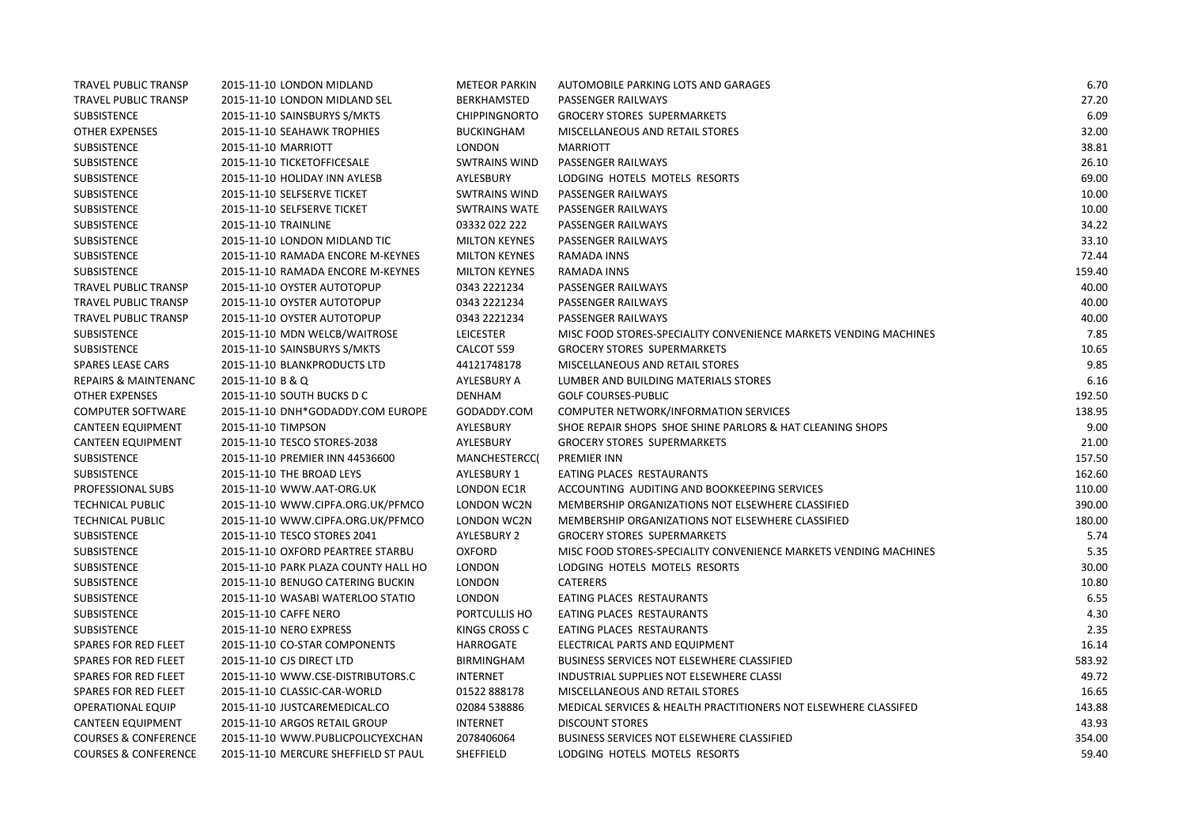| | | | | |
|---|---|---|---|---|
| TRAVEL PUBLIC TRANSP | 2015-11-10 LONDON MIDLAND | METEOR PARKIN | AUTOMOBILE PARKING LOTS AND GARAGES | 6.70 |
| TRAVEL PUBLIC TRANSP | 2015-11-10 LONDON MIDLAND SEL | BERKHAMSTED | PASSENGER RAILWAYS | 27.20 |
| SUBSISTENCE | 2015-11-10 SAINSBURYS S/MKTS | CHIPPINGNORTO | GROCERY STORES SUPERMARKETS | 6.09 |
| OTHER EXPENSES | 2015-11-10 SEAHAWK TROPHIES | BUCKINGHAM | MISCELLANEOUS AND RETAIL STORES | 32.00 |
| SUBSISTENCE | 2015-11-10 MARRIOTT | LONDON | MARRIOTT | 38.81 |
| SUBSISTENCE | 2015-11-10 TICKETOFFICESALE | SWTRAINS WIND | PASSENGER RAILWAYS | 26.10 |
| SUBSISTENCE | 2015-11-10 HOLIDAY INN AYLESB | AYLESBURY | LODGING HOTELS MOTELS RESORTS | 69.00 |
| SUBSISTENCE | 2015-11-10 SELFSERVE TICKET | SWTRAINS WIND | PASSENGER RAILWAYS | 10.00 |
| SUBSISTENCE | 2015-11-10 SELFSERVE TICKET | SWTRAINS WATE | PASSENGER RAILWAYS | 10.00 |
| SUBSISTENCE | 2015-11-10 TRAINLINE | 03332 022 222 | PASSENGER RAILWAYS | 34.22 |
| SUBSISTENCE | 2015-11-10 LONDON MIDLAND TIC | MILTON KEYNES | PASSENGER RAILWAYS | 33.10 |
| SUBSISTENCE | 2015-11-10 RAMADA ENCORE M-KEYNES | MILTON KEYNES | RAMADA INNS | 72.44 |
| SUBSISTENCE | 2015-11-10 RAMADA ENCORE M-KEYNES | MILTON KEYNES | RAMADA INNS | 159.40 |
| TRAVEL PUBLIC TRANSP | 2015-11-10 OYSTER AUTOTOPUP | 0343 2221234 | PASSENGER RAILWAYS | 40.00 |
| TRAVEL PUBLIC TRANSP | 2015-11-10 OYSTER AUTOTOPUP | 0343 2221234 | PASSENGER RAILWAYS | 40.00 |
| TRAVEL PUBLIC TRANSP | 2015-11-10 OYSTER AUTOTOPUP | 0343 2221234 | PASSENGER RAILWAYS | 40.00 |
| SUBSISTENCE | 2015-11-10 MDN WELCB/WAITROSE | LEICESTER | MISC FOOD STORES-SPECIALITY CONVENIENCE MARKETS VENDING MACHINES | 7.85 |
| SUBSISTENCE | 2015-11-10 SAINSBURYS S/MKTS | CALCOT 559 | GROCERY STORES SUPERMARKETS | 10.65 |
| SPARES LEASE CARS | 2015-11-10 BLANKPRODUCTS LTD | 44121748178 | MISCELLANEOUS AND RETAIL STORES | 9.85 |
| REPAIRS & MAINTENANC | 2015-11-10 B & Q | AYLESBURY A | LUMBER AND BUILDING MATERIALS STORES | 6.16 |
| OTHER EXPENSES | 2015-11-10 SOUTH BUCKS D C | DENHAM | GOLF COURSES-PUBLIC | 192.50 |
| COMPUTER SOFTWARE | 2015-11-10 DNH*GODADDY.COM EUROPE | GODADDY.COM | COMPUTER NETWORK/INFORMATION SERVICES | 138.95 |
| CANTEEN EQUIPMENT | 2015-11-10 TIMPSON | AYLESBURY | SHOE REPAIR SHOPS SHOE SHINE PARLORS & HAT CLEANING SHOPS | 9.00 |
| CANTEEN EQUIPMENT | 2015-11-10 TESCO STORES-2038 | AYLESBURY | GROCERY STORES SUPERMARKETS | 21.00 |
| SUBSISTENCE | 2015-11-10 PREMIER INN 44536600 | MANCHESTERCC( | PREMIER INN | 157.50 |
| SUBSISTENCE | 2015-11-10 THE BROAD LEYS | AYLESBURY 1 | EATING PLACES RESTAURANTS | 162.60 |
| PROFESSIONAL SUBS | 2015-11-10 WWW.AAT-ORG.UK | LONDON EC1R | ACCOUNTING AUDITING AND BOOKKEEPING SERVICES | 110.00 |
| TECHNICAL PUBLIC | 2015-11-10 WWW.CIPFA.ORG.UK/PFMCO | LONDON WC2N | MEMBERSHIP ORGANIZATIONS NOT ELSEWHERE CLASSIFIED | 390.00 |
| TECHNICAL PUBLIC | 2015-11-10 WWW.CIPFA.ORG.UK/PFMCO | LONDON WC2N | MEMBERSHIP ORGANIZATIONS NOT ELSEWHERE CLASSIFIED | 180.00 |
| SUBSISTENCE | 2015-11-10 TESCO STORES 2041 | AYLESBURY 2 | GROCERY STORES SUPERMARKETS | 5.74 |
| SUBSISTENCE | 2015-11-10 OXFORD PEARTREE STARBU | OXFORD | MISC FOOD STORES-SPECIALITY CONVENIENCE MARKETS VENDING MACHINES | 5.35 |
| SUBSISTENCE | 2015-11-10 PARK PLAZA COUNTY HALL HO | LONDON | LODGING HOTELS MOTELS RESORTS | 30.00 |
| SUBSISTENCE | 2015-11-10 BENUGO CATERING BUCKIN | LONDON | CATERERS | 10.80 |
| SUBSISTENCE | 2015-11-10 WASABI WATERLOO STATIO | LONDON | EATING PLACES RESTAURANTS | 6.55 |
| SUBSISTENCE | 2015-11-10 CAFFE NERO | PORTCULLIS HO | EATING PLACES RESTAURANTS | 4.30 |
| SUBSISTENCE | 2015-11-10 NERO EXPRESS | KINGS CROSS C | EATING PLACES RESTAURANTS | 2.35 |
| SPARES FOR RED FLEET | 2015-11-10 CO-STAR COMPONENTS | HARROGATE | ELECTRICAL PARTS AND EQUIPMENT | 16.14 |
| SPARES FOR RED FLEET | 2015-11-10 CJS DIRECT LTD | BIRMINGHAM | BUSINESS SERVICES NOT ELSEWHERE CLASSIFIED | 583.92 |
| SPARES FOR RED FLEET | 2015-11-10 WWW.CSE-DISTRIBUTORS.C | INTERNET | INDUSTRIAL SUPPLIES NOT ELSEWHERE CLASSI | 49.72 |
| SPARES FOR RED FLEET | 2015-11-10 CLASSIC-CAR-WORLD | 01522 888178 | MISCELLANEOUS AND RETAIL STORES | 16.65 |
| OPERATIONAL EQUIP | 2015-11-10 JUSTCAREMEDICAL.CO | 02084 538886 | MEDICAL SERVICES & HEALTH PRACTITIONERS NOT ELSEWHERE CLASSIFED | 143.88 |
| CANTEEN EQUIPMENT | 2015-11-10 ARGOS RETAIL GROUP | INTERNET | DISCOUNT STORES | 43.93 |
| COURSES & CONFERENCE | 2015-11-10 WWW.PUBLICPOLICYEXCHAN | 2078406064 | BUSINESS SERVICES NOT ELSEWHERE CLASSIFIED | 354.00 |
| COURSES & CONFERENCE | 2015-11-10 MERCURE SHEFFIELD ST PAUL | SHEFFIELD | LODGING HOTELS MOTELS RESORTS | 59.40 |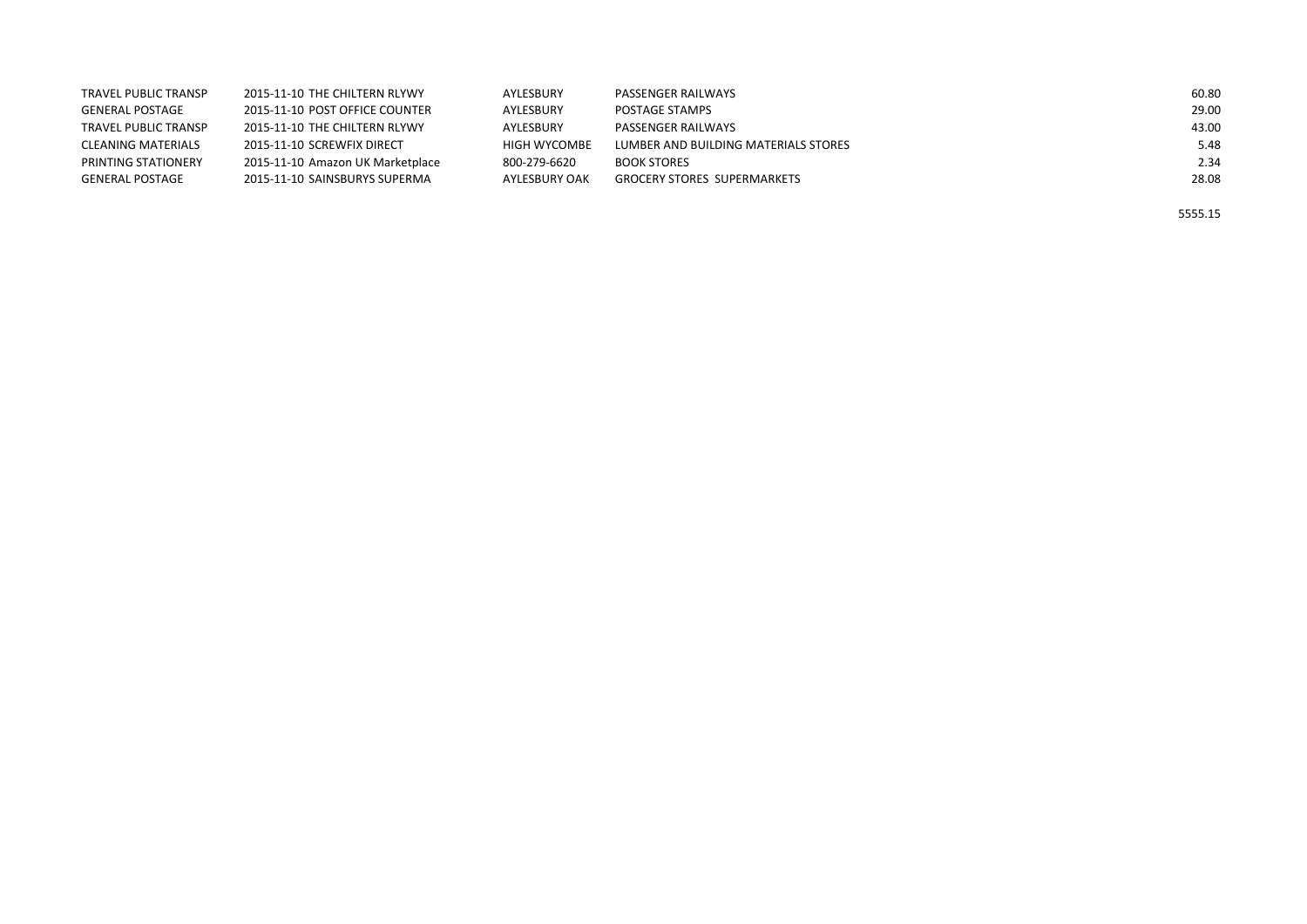| | | | | |
|---|---|---|---|---|
| TRAVEL PUBLIC TRANSP | 2015-11-10 THE CHILTERN RLYWY | AYLESBURY | PASSENGER RAILWAYS | 60.80 |
| GENERAL POSTAGE | 2015-11-10 POST OFFICE COUNTER | AYLESBURY | POSTAGE STAMPS | 29.00 |
| TRAVEL PUBLIC TRANSP | 2015-11-10 THE CHILTERN RLYWY | AYLESBURY | PASSENGER RAILWAYS | 43.00 |
| CLEANING MATERIALS | 2015-11-10 SCREWFIX DIRECT | HIGH WYCOMBE | LUMBER AND BUILDING MATERIALS STORES | 5.48 |
| PRINTING STATIONERY | 2015-11-10 Amazon UK Marketplace | 800-279-6620 | BOOK STORES | 2.34 |
| GENERAL POSTAGE | 2015-11-10 SAINSBURYS SUPERMA | AYLESBURY OAK | GROCERY STORES SUPERMARKETS | 28.08 |
| | | | | 5555.15 |